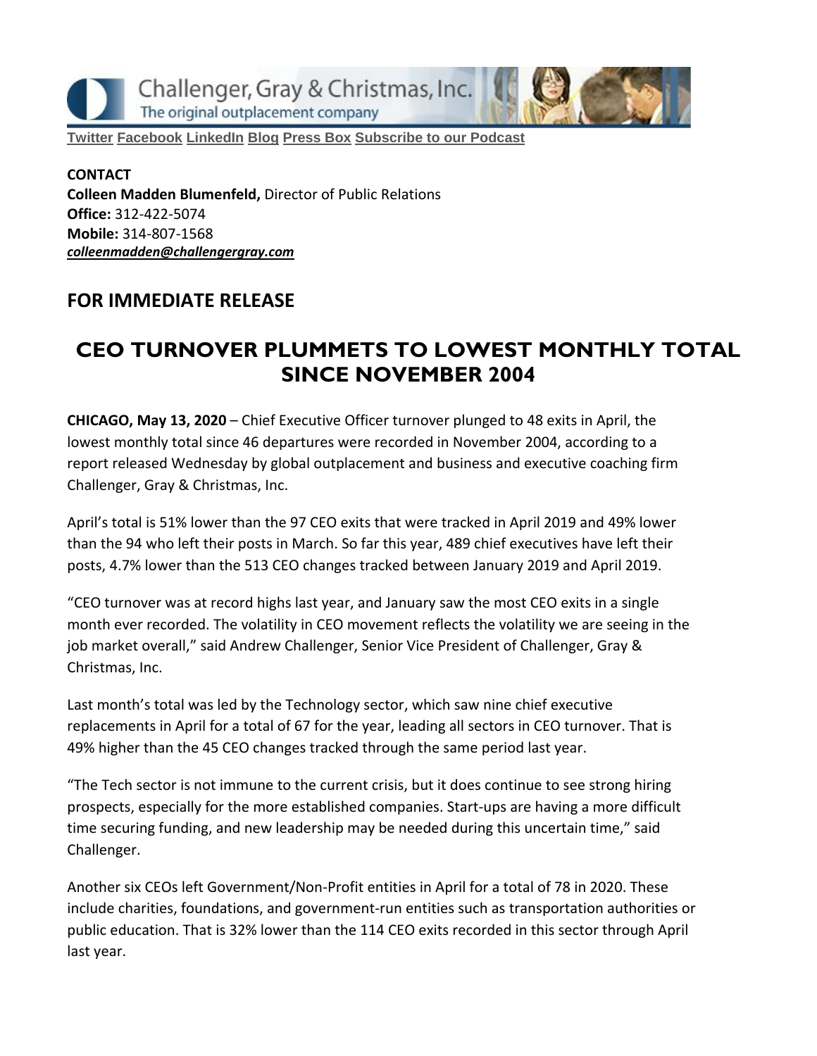Challenger, Gray & Christmas, Inc.
The original outplacement company

Twitter Facebook LinkedIn Blog Press Box Subscribe to our Podcast

**CONTACT**
**Colleen Madden Blumenfeld,** Director of Public Relations
**Office:** 312-422-5074
**Mobile:** 314-807-1568
***colleenmadden@challengergray.com***

## FOR IMMEDIATE RELEASE

# CEO TURNOVER PLUMMETS TO LOWEST MONTHLY TOTAL SINCE NOVEMBER 2004

**CHICAGO, May 13, 2020** – Chief Executive Officer turnover plunged to 48 exits in April, the lowest monthly total since 46 departures were recorded in November 2004, according to a report released Wednesday by global outplacement and business and executive coaching firm Challenger, Gray & Christmas, Inc.

April's total is 51% lower than the 97 CEO exits that were tracked in April 2019 and 49% lower than the 94 who left their posts in March. So far this year, 489 chief executives have left their posts, 4.7% lower than the 513 CEO changes tracked between January 2019 and April 2019.

"CEO turnover was at record highs last year, and January saw the most CEO exits in a single month ever recorded. The volatility in CEO movement reflects the volatility we are seeing in the job market overall," said Andrew Challenger, Senior Vice President of Challenger, Gray & Christmas, Inc.

Last month's total was led by the Technology sector, which saw nine chief executive replacements in April for a total of 67 for the year, leading all sectors in CEO turnover. That is 49% higher than the 45 CEO changes tracked through the same period last year.

"The Tech sector is not immune to the current crisis, but it does continue to see strong hiring prospects, especially for the more established companies. Start-ups are having a more difficult time securing funding, and new leadership may be needed during this uncertain time," said Challenger.

Another six CEOs left Government/Non-Profit entities in April for a total of 78 in 2020. These include charities, foundations, and government-run entities such as transportation authorities or public education. That is 32% lower than the 114 CEO exits recorded in this sector through April last year.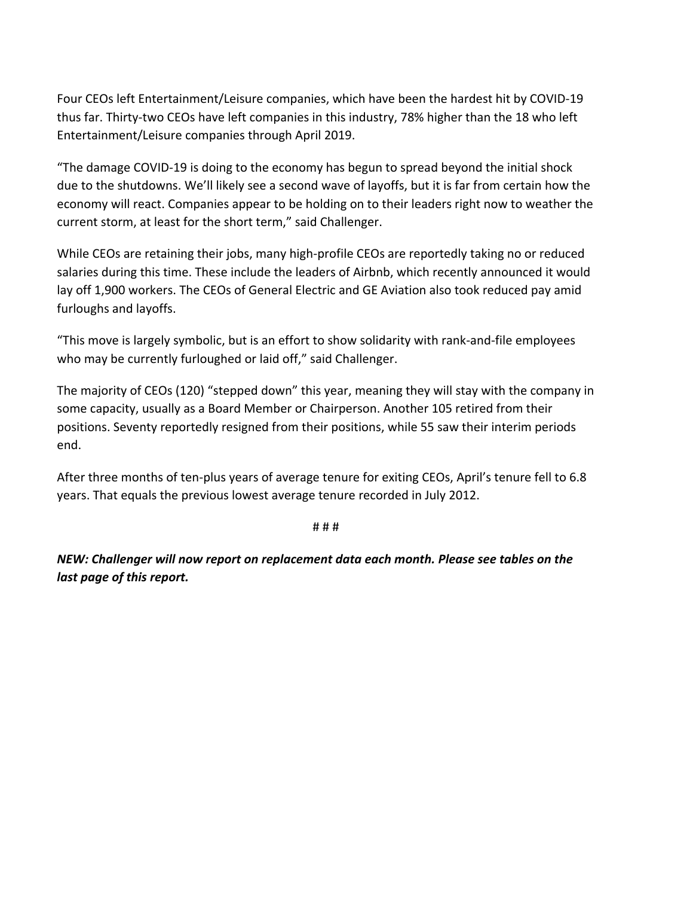Four CEOs left Entertainment/Leisure companies, which have been the hardest hit by COVID-19 thus far. Thirty-two CEOs have left companies in this industry, 78% higher than the 18 who left Entertainment/Leisure companies through April 2019.

"The damage COVID-19 is doing to the economy has begun to spread beyond the initial shock due to the shutdowns. We'll likely see a second wave of layoffs, but it is far from certain how the economy will react. Companies appear to be holding on to their leaders right now to weather the current storm, at least for the short term," said Challenger.

While CEOs are retaining their jobs, many high-profile CEOs are reportedly taking no or reduced salaries during this time. These include the leaders of Airbnb, which recently announced it would lay off 1,900 workers. The CEOs of General Electric and GE Aviation also took reduced pay amid furloughs and layoffs.

"This move is largely symbolic, but is an effort to show solidarity with rank-and-file employees who may be currently furloughed or laid off," said Challenger.

The majority of CEOs (120) "stepped down" this year, meaning they will stay with the company in some capacity, usually as a Board Member or Chairperson. Another 105 retired from their positions. Seventy reportedly resigned from their positions, while 55 saw their interim periods end.

After three months of ten-plus years of average tenure for exiting CEOs, April's tenure fell to 6.8 years. That equals the previous lowest average tenure recorded in July 2012.

# # #

***NEW: Challenger will now report on replacement data each month. Please see tables on the last page of this report.***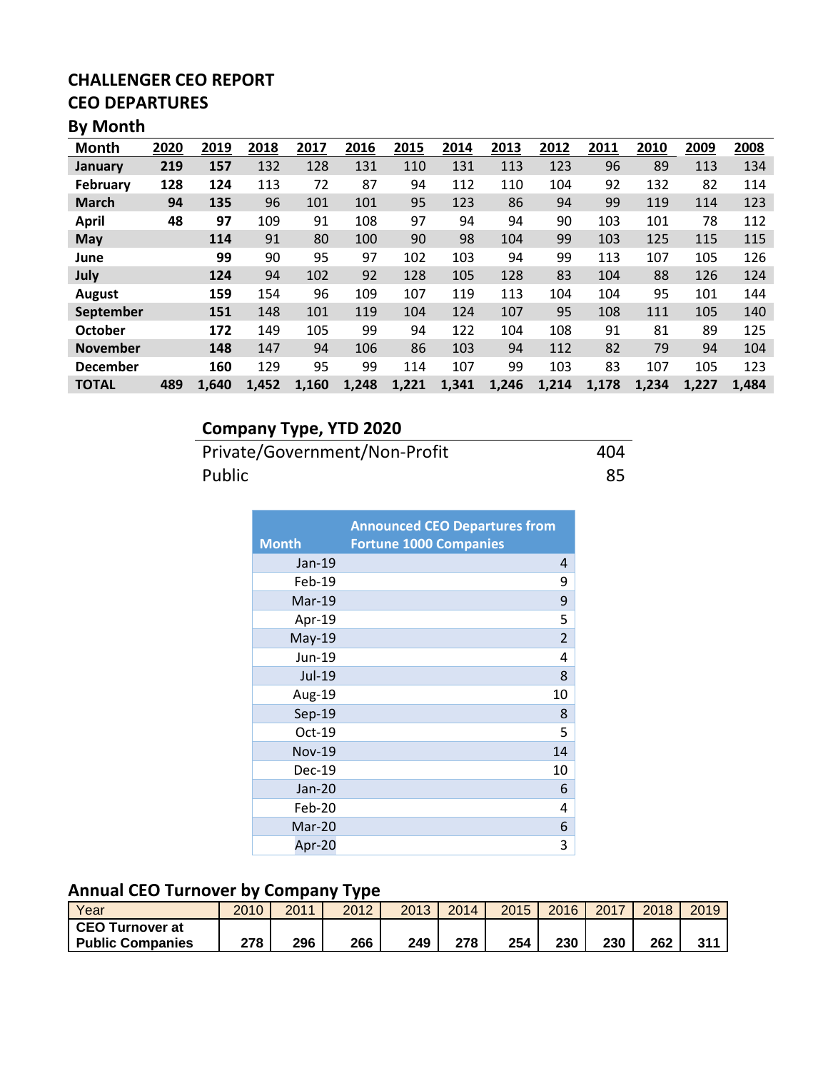# CHALLENGER CEO REPORT

## CEO DEPARTURES

### By Month

| Month | 2020 | 2019 | 2018 | 2017 | 2016 | 2015 | 2014 | 2013 | 2012 | 2011 | 2010 | 2009 | 2008 |
|---|---|---|---|---|---|---|---|---|---|---|---|---|---|
| **January** | **219** | **157** | 132 | 128 | 131 | 110 | 131 | 113 | 123 | 96 | 89 | 113 | 134 |
| **February** | **128** | **124** | 113 | 72 | 87 | 94 | 112 | 110 | 104 | 92 | 132 | 82 | 114 |
| **March** | **94** | **135** | 96 | 101 | 101 | 95 | 123 | 86 | 94 | 99 | 119 | 114 | 123 |
| **April** | **48** | **97** | 109 | 91 | 108 | 97 | 94 | 94 | 90 | 103 | 101 | 78 | 112 |
| **May** | | **114** | 91 | 80 | 100 | 90 | 98 | 104 | 99 | 103 | 125 | 115 | 115 |
| **June** | | **99** | 90 | 95 | 97 | 102 | 103 | 94 | 99 | 113 | 107 | 105 | 126 |
| **July** | | **124** | 94 | 102 | 92 | 128 | 105 | 128 | 83 | 104 | 88 | 126 | 124 |
| **August** | | **159** | 154 | 96 | 109 | 107 | 119 | 113 | 104 | 104 | 95 | 101 | 144 |
| **September** | | **151** | 148 | 101 | 119 | 104 | 124 | 107 | 95 | 108 | 111 | 105 | 140 |
| **October** | | **172** | 149 | 105 | 99 | 94 | 122 | 104 | 108 | 91 | 81 | 89 | 125 |
| **November** | | **148** | 147 | 94 | 106 | 86 | 103 | 94 | 112 | 82 | 79 | 94 | 104 |
| **December** | | **160** | 129 | 95 | 99 | 114 | 107 | 99 | 103 | 83 | 107 | 105 | 123 |
| **TOTAL** | **489** | **1,640** | **1,452** | **1,160** | **1,248** | **1,221** | **1,341** | **1,246** | **1,214** | **1,178** | **1,234** | **1,227** | **1,484** |

### Company Type, YTD 2020

| | |
|---|---|
| Private/Government/Non-Profit | 404 |
| Public | 85 |

| Month | Announced CEO Departures from Fortune 1000 Companies |
|---|---|
| Jan-19 | 4 |
| Feb-19 | 9 |
| Mar-19 | 9 |
| Apr-19 | 5 |
| May-19 | 2 |
| Jun-19 | 4 |
| Jul-19 | 8 |
| Aug-19 | 10 |
| Sep-19 | 8 |
| Oct-19 | 5 |
| Nov-19 | 14 |
| Dec-19 | 10 |
| Jan-20 | 6 |
| Feb-20 | 4 |
| Mar-20 | 6 |
| Apr-20 | 3 |

### Annual CEO Turnover by Company Type

| Year | 2010 | 2011 | 2012 | 2013 | 2014 | 2015 | 2016 | 2017 | 2018 | 2019 |
|---|---|---|---|---|---|---|---|---|---|---|
| **CEO Turnover at Public Companies** | **278** | **296** | **266** | **249** | **278** | **254** | **230** | **230** | **262** | **311** |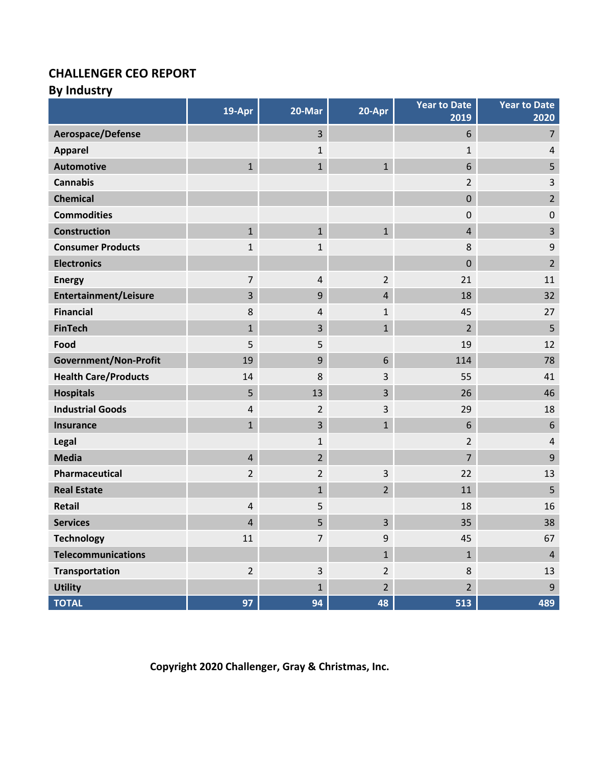## CHALLENGER CEO REPORT

### By Industry

| | 19-Apr | 20-Mar | 20-Apr | Year to Date 2019 | Year to Date 2020 |
|---|---|---|---|---|---|
| **Aerospace/Defense** | | 3 | | 6 | 7 |
| **Apparel** | | 1 | | 1 | 4 |
| **Automotive** | 1 | 1 | 1 | 6 | 5 |
| **Cannabis** | | | | 2 | 3 |
| **Chemical** | | | | 0 | 2 |
| **Commodities** | | | | 0 | 0 |
| **Construction** | 1 | 1 | 1 | 4 | 3 |
| **Consumer Products** | 1 | 1 | | 8 | 9 |
| **Electronics** | | | | 0 | 2 |
| **Energy** | 7 | 4 | 2 | 21 | 11 |
| **Entertainment/Leisure** | 3 | 9 | 4 | 18 | 32 |
| **Financial** | 8 | 4 | 1 | 45 | 27 |
| **FinTech** | 1 | 3 | 1 | 2 | 5 |
| **Food** | 5 | 5 | | 19 | 12 |
| **Government/Non-Profit** | 19 | 9 | 6 | 114 | 78 |
| **Health Care/Products** | 14 | 8 | 3 | 55 | 41 |
| **Hospitals** | 5 | 13 | 3 | 26 | 46 |
| **Industrial Goods** | 4 | 2 | 3 | 29 | 18 |
| **Insurance** | 1 | 3 | 1 | 6 | 6 |
| **Legal** | | 1 | | 2 | 4 |
| **Media** | 4 | 2 | | 7 | 9 |
| **Pharmaceutical** | 2 | 2 | 3 | 22 | 13 |
| **Real Estate** | | 1 | 2 | 11 | 5 |
| **Retail** | 4 | 5 | | 18 | 16 |
| **Services** | 4 | 5 | 3 | 35 | 38 |
| **Technology** | 11 | 7 | 9 | 45 | 67 |
| **Telecommunications** | | | 1 | 1 | 4 |
| **Transportation** | 2 | 3 | 2 | 8 | 13 |
| **Utility** | | 1 | 2 | 2 | 9 |
| **TOTAL** | **97** | **94** | **48** | **513** | **489** |

**Copyright 2020 Challenger, Gray & Christmas, Inc.**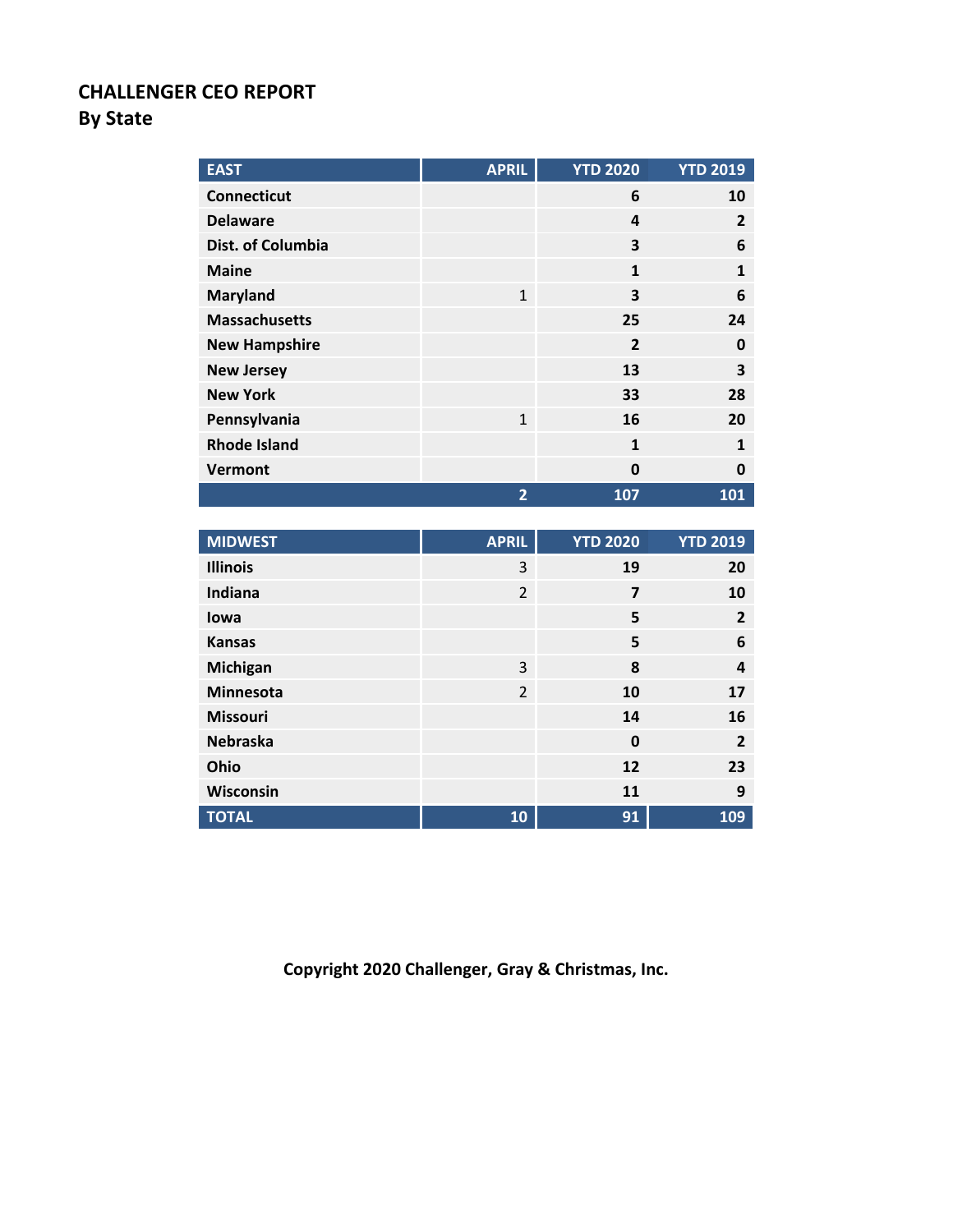# CHALLENGER CEO REPORT
## By State

| EAST | APRIL | YTD 2020 | YTD 2019 |
|---|---|---|---|
| Connecticut | | 6 | 10 |
| Delaware | | 4 | 2 |
| Dist. of Columbia | | 3 | 6 |
| Maine | | 1 | 1 |
| Maryland | 1 | 3 | 6 |
| Massachusetts | | 25 | 24 |
| New Hampshire | | 2 | 0 |
| New Jersey | | 13 | 3 |
| New York | | 33 | 28 |
| Pennsylvania | 1 | 16 | 20 |
| Rhode Island | | 1 | 1 |
| Vermont | | 0 | 0 |
| | 2 | 107 | 101 |

| MIDWEST | APRIL | YTD 2020 | YTD 2019 |
|---|---|---|---|
| Illinois | 3 | 19 | 20 |
| Indiana | 2 | 7 | 10 |
| Iowa | | 5 | 2 |
| Kansas | | 5 | 6 |
| Michigan | 3 | 8 | 4 |
| Minnesota | 2 | 10 | 17 |
| Missouri | | 14 | 16 |
| Nebraska | | 0 | 2 |
| Ohio | | 12 | 23 |
| Wisconsin | | 11 | 9 |
| TOTAL | 10 | 91 | 109 |

**Copyright 2020 Challenger, Gray & Christmas, Inc.**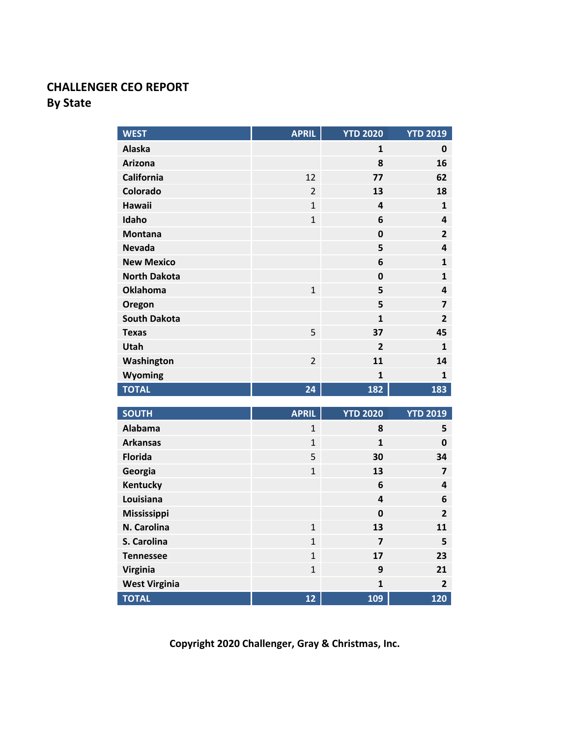**CHALLENGER CEO REPORT**
**By State**

| WEST | APRIL | YTD 2020 | YTD 2019 |
|---|---|---|---|
| **Alaska** | | **1** | **0** |
| **Arizona** | | **8** | **16** |
| **California** | 12 | **77** | **62** |
| **Colorado** | 2 | **13** | **18** |
| **Hawaii** | 1 | **4** | **1** |
| **Idaho** | 1 | **6** | **4** |
| **Montana** | | **0** | **2** |
| **Nevada** | | **5** | **4** |
| **New Mexico** | | **6** | **1** |
| **North Dakota** | | **0** | **1** |
| **Oklahoma** | 1 | **5** | **4** |
| **Oregon** | | **5** | **7** |
| **South Dakota** | | **1** | **2** |
| **Texas** | 5 | **37** | **45** |
| **Utah** | | **2** | **1** |
| **Washington** | 2 | **11** | **14** |
| **Wyoming** | | **1** | **1** |
| **TOTAL** | **24** | **182** | **183** |

| SOUTH | APRIL | YTD 2020 | YTD 2019 |
|---|---|---|---|
| **Alabama** | 1 | **8** | **5** |
| **Arkansas** | 1 | **1** | **0** |
| **Florida** | 5 | **30** | **34** |
| **Georgia** | 1 | **13** | **7** |
| **Kentucky** | | **6** | **4** |
| **Louisiana** | | **4** | **6** |
| **Mississippi** | | **0** | **2** |
| **N. Carolina** | 1 | **13** | **11** |
| **S. Carolina** | 1 | **7** | **5** |
| **Tennessee** | 1 | **17** | **23** |
| **Virginia** | 1 | **9** | **21** |
| **West Virginia** | | **1** | **2** |
| **TOTAL** | **12** | **109** | **120** |

**Copyright 2020 Challenger, Gray & Christmas, Inc.**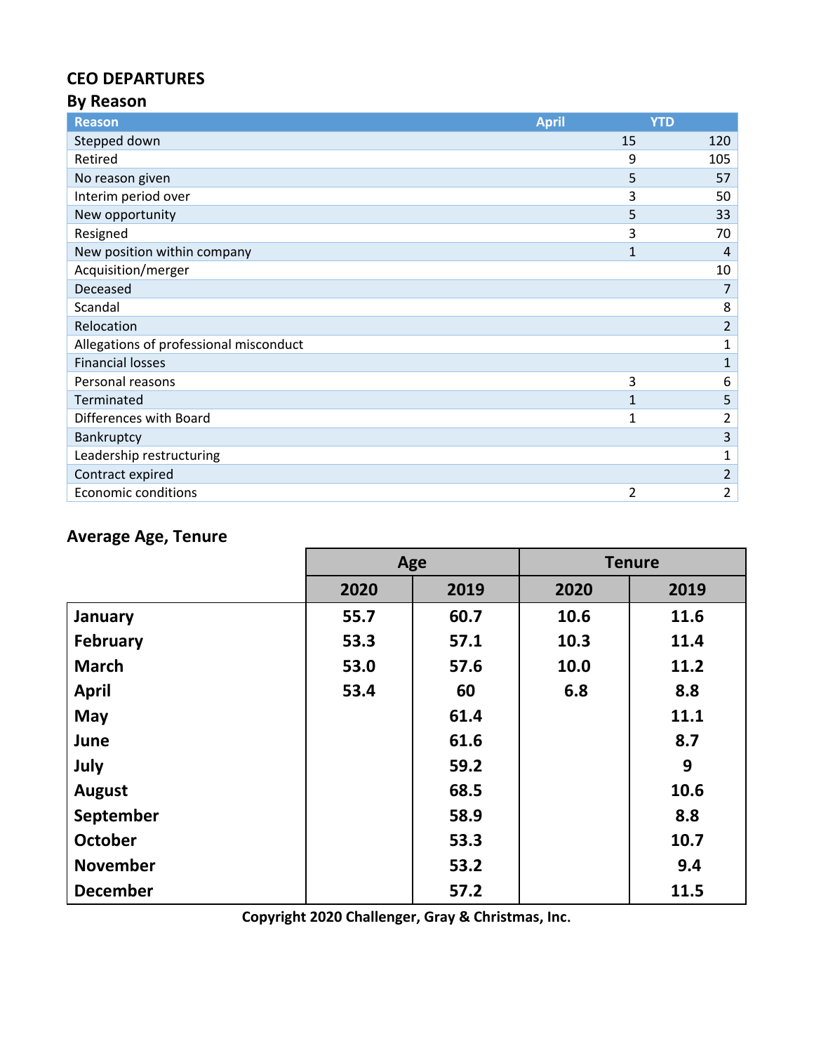## CEO DEPARTURES

### By Reason

| Reason | April | YTD |
| --- | --- | --- |
| Stepped down | 15 | 120 |
| Retired | 9 | 105 |
| No reason given | 5 | 57 |
| Interim period over | 3 | 50 |
| New opportunity | 5 | 33 |
| Resigned | 3 | 70 |
| New position within company | 1 | 4 |
| Acquisition/merger | | 10 |
| Deceased | | 7 |
| Scandal | | 8 |
| Relocation | | 2 |
| Allegations of professional misconduct | | 1 |
| Financial losses | | 1 |
| Personal reasons | 3 | 6 |
| Terminated | 1 | 5 |
| Differences with Board | 1 | 2 |
| Bankruptcy | | 3 |
| Leadership restructuring | | 1 |
| Contract expired | | 2 |
| Economic conditions | 2 | 2 |

### Average Age, Tenure

| | Age | | Tenure | |
| --- | --- | --- | --- | --- |
| | 2020 | 2019 | 2020 | 2019 |
| January | 55.7 | 60.7 | 10.6 | 11.6 |
| February | 53.3 | 57.1 | 10.3 | 11.4 |
| March | 53.0 | 57.6 | 10.0 | 11.2 |
| April | 53.4 | 60 | 6.8 | 8.8 |
| May | | 61.4 | | 11.1 |
| June | | 61.6 | | 8.7 |
| July | | 59.2 | | 9 |
| August | | 68.5 | | 10.6 |
| September | | 58.9 | | 8.8 |
| October | | 53.3 | | 10.7 |
| November | | 53.2 | | 9.4 |
| December | | 57.2 | | 11.5 |

**Copyright 2020 Challenger, Gray & Christmas, Inc.**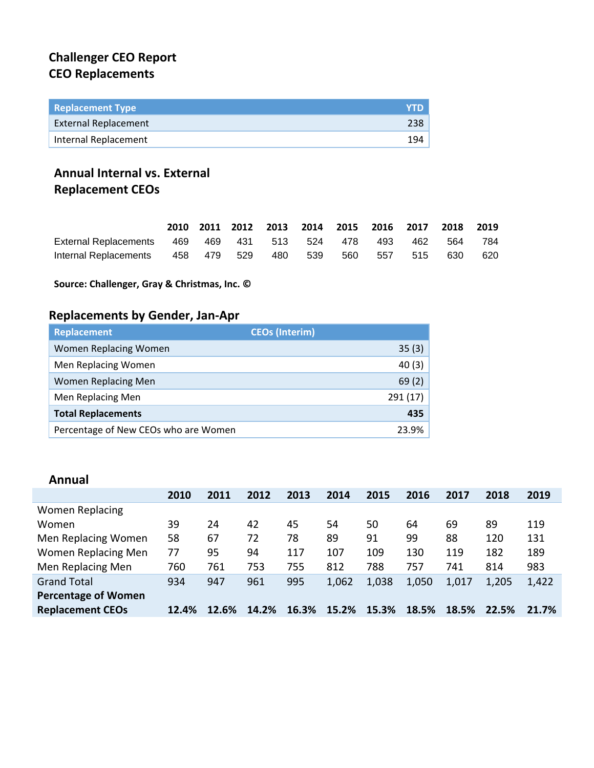## Challenger CEO Report
## CEO Replacements

| Replacement Type | YTD |
|---|---|
| External Replacement | 238 |
| Internal Replacement | 194 |

### Annual Internal vs. External Replacement CEOs

| | 2010 | 2011 | 2012 | 2013 | 2014 | 2015 | 2016 | 2017 | 2018 | 2019 |
|---|---|---|---|---|---|---|---|---|---|---|
| External Replacements | 469 | 469 | 431 | 513 | 524 | 478 | 493 | 462 | 564 | 784 |
| Internal Replacements | 458 | 479 | 529 | 480 | 539 | 560 | 557 | 515 | 630 | 620 |

**Source: Challenger, Gray & Christmas, Inc. ©**

### Replacements by Gender, Jan-Apr

| Replacement | CEOs (Interim) |
|---|---|
| Women Replacing Women | 35 (3) |
| Men Replacing Women | 40 (3) |
| Women Replacing Men | 69 (2) |
| Men Replacing Men | 291 (17) |
| **Total Replacements** | **435** |
| Percentage of New CEOs who are Women | 23.9% |

### Annual

| | 2010 | 2011 | 2012 | 2013 | 2014 | 2015 | 2016 | 2017 | 2018 | 2019 |
|---|---|---|---|---|---|---|---|---|---|---|
| Women Replacing Women | 39 | 24 | 42 | 45 | 54 | 50 | 64 | 69 | 89 | 119 |
| Men Replacing Women | 58 | 67 | 72 | 78 | 89 | 91 | 99 | 88 | 120 | 131 |
| Women Replacing Men | 77 | 95 | 94 | 117 | 107 | 109 | 130 | 119 | 182 | 189 |
| Men Replacing Men | 760 | 761 | 753 | 755 | 812 | 788 | 757 | 741 | 814 | 983 |
| Grand Total | 934 | 947 | 961 | 995 | 1,062 | 1,038 | 1,050 | 1,017 | 1,205 | 1,422 |
| **Percentage of Women Replacement CEOs** | **12.4%** | **12.6%** | **14.2%** | **16.3%** | **15.2%** | **15.3%** | **18.5%** | **18.5%** | **22.5%** | **21.7%** |